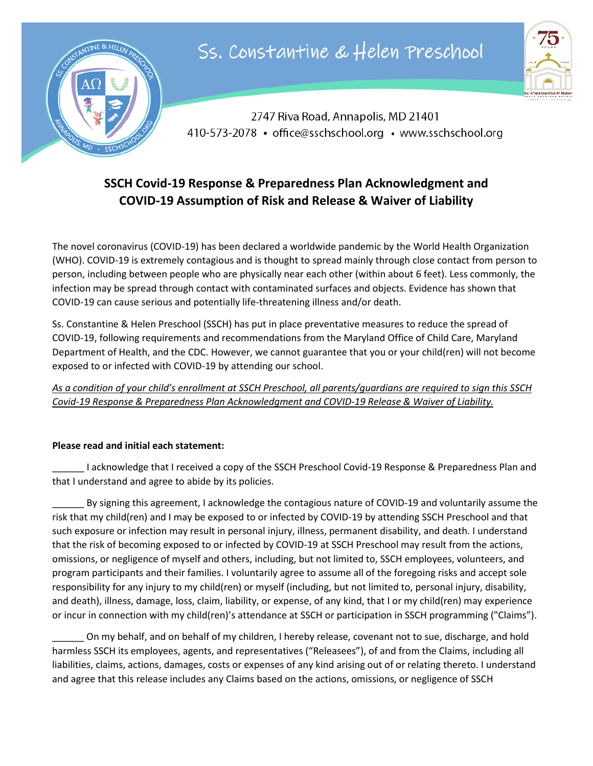# Ss. Constantine & Helen Preschool

2747 Riva Road, Annapolis, MD 21401
410-573-2078 • office@sschschool.org • www.sschschool.org

## SSCH Covid-19 Response & Preparedness Plan Acknowledgment and COVID-19 Assumption of Risk and Release & Waiver of Liability

The novel coronavirus (COVID-19) has been declared a worldwide pandemic by the World Health Organization (WHO). COVID-19 is extremely contagious and is thought to spread mainly through close contact from person to person, including between people who are physically near each other (within about 6 feet). Less commonly, the infection may be spread through contact with contaminated surfaces and objects. Evidence has shown that COVID-19 can cause serious and potentially life-threatening illness and/or death.

Ss. Constantine & Helen Preschool (SSCH) has put in place preventative measures to reduce the spread of COVID-19, following requirements and recommendations from the Maryland Office of Child Care, Maryland Department of Health, and the CDC. However, we cannot guarantee that you or your child(ren) will not become exposed to or infected with COVID-19 by attending our school.

*<u>As a condition of your child's enrollment at SSCH Preschool, all parents/guardians are required to sign this SSCH Covid-19 Response & Preparedness Plan Acknowledgment and COVID-19 Release & Waiver of Liability.</u>*

**Please read and initial each statement:**

______ I acknowledge that I received a copy of the SSCH Preschool Covid-19 Response & Preparedness Plan and that I understand and agree to abide by its policies.

______ By signing this agreement, I acknowledge the contagious nature of COVID-19 and voluntarily assume the risk that my child(ren) and I may be exposed to or infected by COVID-19 by attending SSCH Preschool and that such exposure or infection may result in personal injury, illness, permanent disability, and death. I understand that the risk of becoming exposed to or infected by COVID-19 at SSCH Preschool may result from the actions, omissions, or negligence of myself and others, including, but not limited to, SSCH employees, volunteers, and program participants and their families. I voluntarily agree to assume all of the foregoing risks and accept sole responsibility for any injury to my child(ren) or myself (including, but not limited to, personal injury, disability, and death), illness, damage, loss, claim, liability, or expense, of any kind, that I or my child(ren) may experience or incur in connection with my child(ren)'s attendance at SSCH or participation in SSCH programming ("Claims").

______ On my behalf, and on behalf of my children, I hereby release, covenant not to sue, discharge, and hold harmless SSCH its employees, agents, and representatives ("Releasees"), of and from the Claims, including all liabilities, claims, actions, damages, costs or expenses of any kind arising out of or relating thereto. I understand and agree that this release includes any Claims based on the actions, omissions, or negligence of SSCH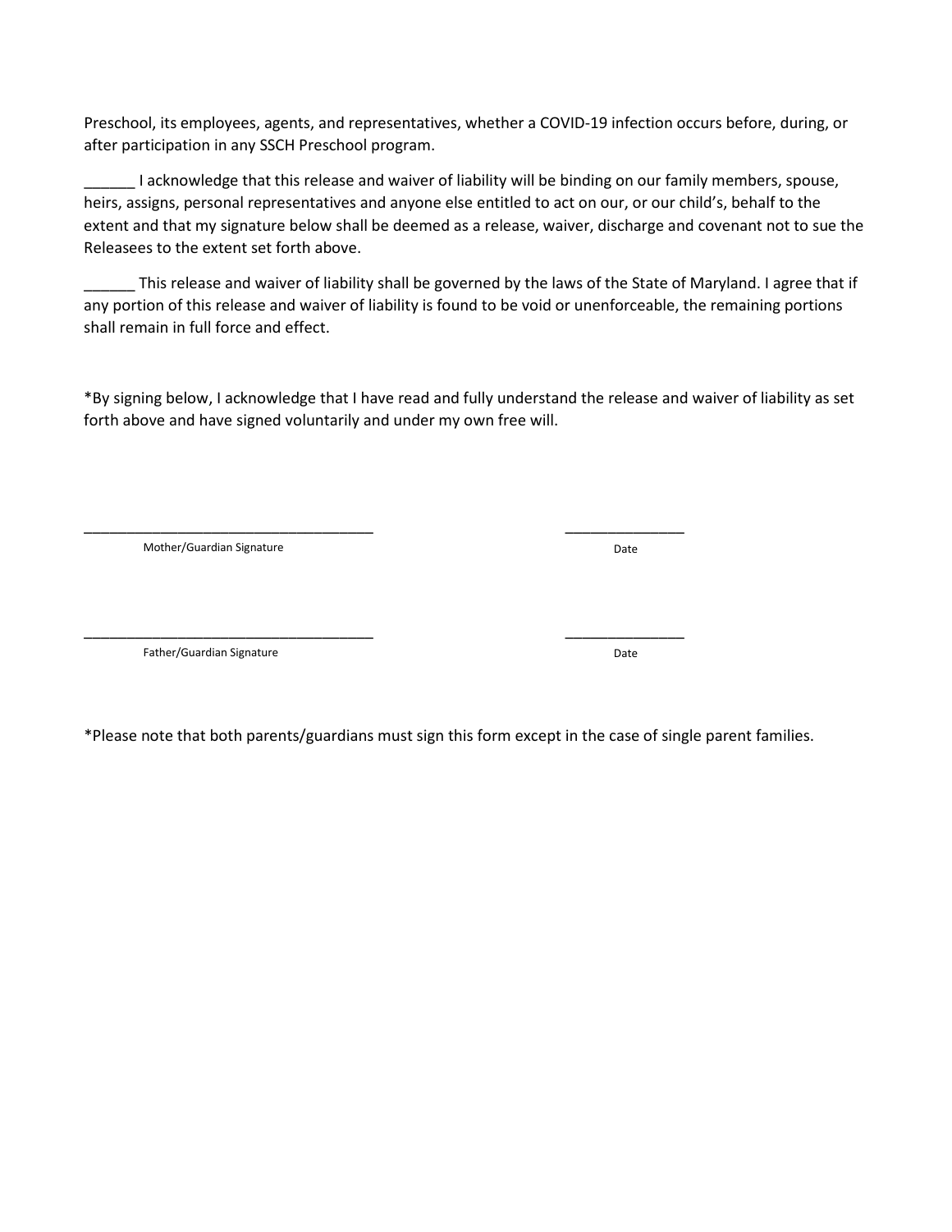Preschool, its employees, agents, and representatives, whether a COVID-19 infection occurs before, during, or after participation in any SSCH Preschool program.

______ I acknowledge that this release and waiver of liability will be binding on our family members, spouse, heirs, assigns, personal representatives and anyone else entitled to act on our, or our child's, behalf to the extent and that my signature below shall be deemed as a release, waiver, discharge and covenant not to sue the Releasees to the extent set forth above.

______ This release and waiver of liability shall be governed by the laws of the State of Maryland. I agree that if any portion of this release and waiver of liability is found to be void or unenforceable, the remaining portions shall remain in full force and effect.

*By signing below, I acknowledge that I have read and fully understand the release and waiver of liability as set forth above and have signed voluntarily and under my own free will.

____________________________________ _______________

Mother/Guardian Signature Date

____________________________________ _______________

Father/Guardian Signature Date

*Please note that both parents/guardians must sign this form except in the case of single parent families.